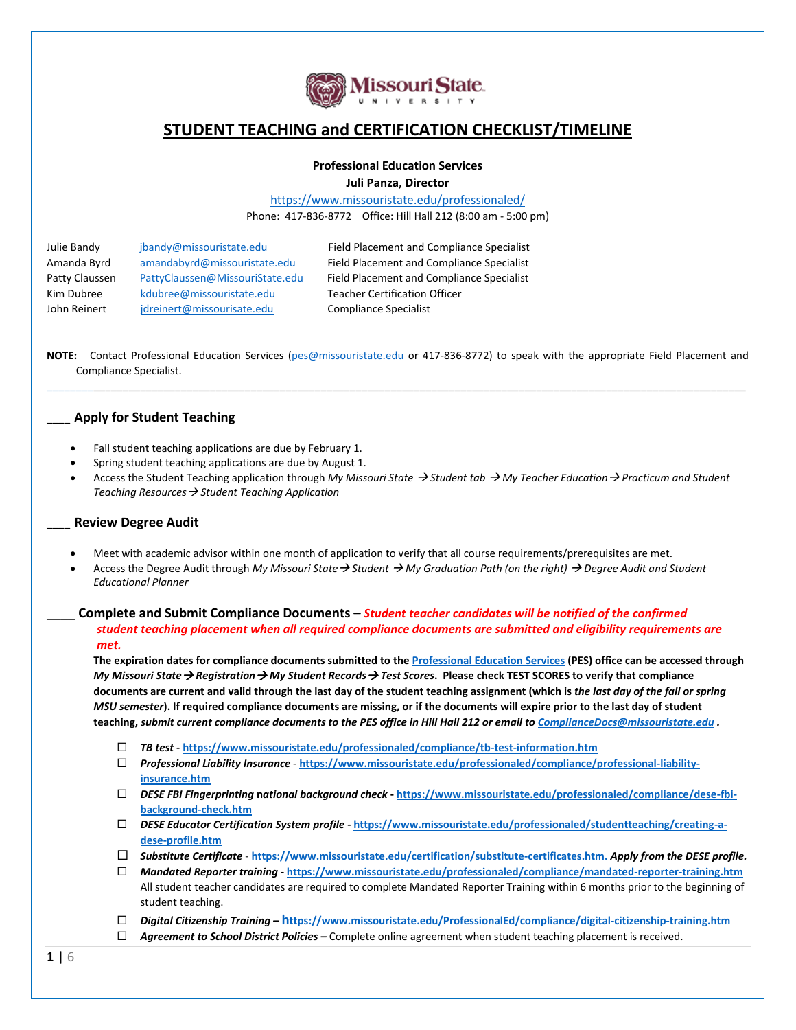# STUDENT TEACHING and CERTIFICATION CHECKLIST/TIMELINE

**Professional Education Services**
**Juli Panza, Director**
https://www.missouristate.edu/professionaled/
Phone: 417-836-8772 Office: Hill Hall 212 (8:00 am - 5:00 pm)

| | | |
|---|---|---|
| Julie Bandy | jbandy@missouristate.edu | Field Placement and Compliance Specialist |
| Amanda Byrd | amandabyrd@missouristate.edu | Field Placement and Compliance Specialist |
| Patty Claussen | PattyClaussen@MissouriState.edu | Field Placement and Compliance Specialist |
| Kim Dubree | kdubree@missouristate.edu | Teacher Certification Officer |
| John Reinert | jdreinert@missourisate.edu | Compliance Specialist |

**NOTE:** Contact Professional Education Services (pes@missouristate.edu or 417-836-8772) to speak with the appropriate Field Placement and Compliance Specialist.

---

## ___ Apply for Student Teaching

- Fall student teaching applications are due by February 1.
- Spring student teaching applications are due by August 1.
- Access the Student Teaching application through *My Missouri State → Student tab → My Teacher Education → Practicum and Student Teaching Resources → Student Teaching Application*

## ___ Review Degree Audit

- Meet with academic advisor within one month of application to verify that all course requirements/prerequisites are met.
- Access the Degree Audit through *My Missouri State → Student → My Graduation Path (on the right) → Degree Audit and Student Educational Planner*

## ____ Complete and Submit Compliance Documents – *Student teacher candidates will be notified of the confirmed student teaching placement when all required compliance documents are submitted and eligibility requirements are met.*

**The expiration dates for compliance documents submitted to the Professional Education Services (PES) office can be accessed through *My Missouri State → Registration → My Student Records → Test Scores*. Please check TEST SCORES to verify that compliance documents are current and valid through the last day of the student teaching assignment (which is *the last day of the fall or spring MSU semester*). If required compliance documents are missing, or if the documents will expire prior to the last day of student teaching, *submit current compliance documents to the PES office in Hill Hall 212 or email to* ComplianceDocs@missouristate.edu .**

- ☐ ***TB test*** - **https://www.missouristate.edu/professionaled/compliance/tb-test-information.htm**
- ☐ ***Professional Liability Insurance*** - **https://www.missouristate.edu/professionaled/compliance/professional-liability-insurance.htm**
- ☐ ***DESE FBI Fingerprinting national background check*** - **https://www.missouristate.edu/professionaled/compliance/dese-fbi-background-check.htm**
- ☐ ***DESE Educator Certification System profile*** - **https://www.missouristate.edu/professionaled/studentteaching/creating-a-dese-profile.htm**
- ☐ ***Substitute Certificate*** - **https://www.missouristate.edu/certification/substitute-certificates.htm**. ***Apply from the DESE profile.***
- ☐ ***Mandated Reporter training*** - **https://www.missouristate.edu/professionaled/compliance/mandated-reporter-training.htm**
  All student teacher candidates are required to complete Mandated Reporter Training within 6 months prior to the beginning of student teaching.
- ☐ ***Digital Citizenship Training*** – **https://www.missouristate.edu/ProfessionalEd/compliance/digital-citizenship-training.htm**
- ☐ ***Agreement to School District Policies*** – Complete online agreement when student teaching placement is received.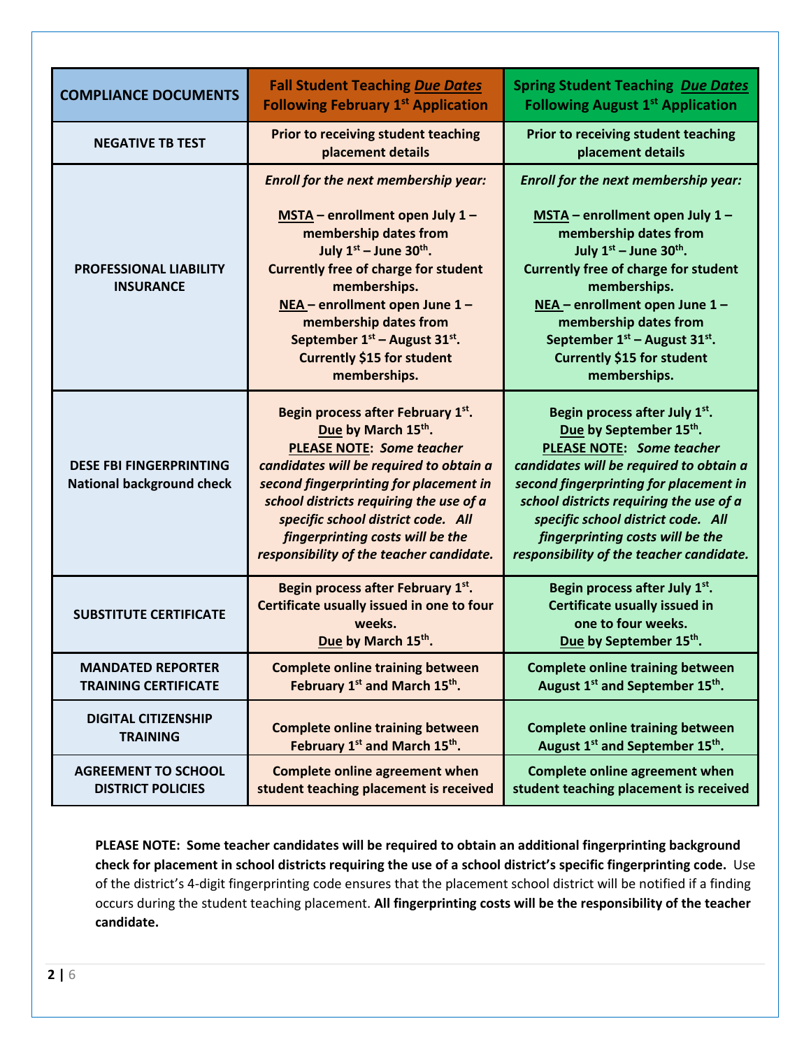| COMPLIANCE DOCUMENTS | Fall Student Teaching ***Due Dates*** Following February 1st Application | Spring Student Teaching ***Due Dates*** Following August 1st Application |
|---|---|---|
| **NEGATIVE TB TEST** | **Prior to receiving student teaching placement details** | **Prior to receiving student teaching placement details** |
| **PROFESSIONAL LIABILITY INSURANCE** | ***Enroll for the next membership year:*** **MSTA – enrollment open July 1 – membership dates from July 1st – June 30th. Currently free of charge for student memberships. NEA – enrollment open June 1 – membership dates from September 1st – August 31st. Currently $15 for student memberships.** | ***Enroll for the next membership year:*** **MSTA – enrollment open July 1 – membership dates from July 1st – June 30th. Currently free of charge for student memberships. NEA – enrollment open June 1 – membership dates from September 1st – August 31st. Currently $15 for student memberships.** |
| **DESE FBI FINGERPRINTING National background check** | **Begin process after February 1st. Due by March 15th. PLEASE NOTE:** ***Some teacher candidates will be required to obtain a second fingerprinting for placement in school districts requiring the use of a specific school district code. All fingerprinting costs will be the responsibility of the teacher candidate.*** | **Begin process after July 1st. Due by September 15th. PLEASE NOTE:** ***Some teacher candidates will be required to obtain a second fingerprinting for placement in school districts requiring the use of a specific school district code. All fingerprinting costs will be the responsibility of the teacher candidate.*** |
| **SUBSTITUTE CERTIFICATE** | **Begin process after February 1st. Certificate usually issued in one to four weeks. Due by March 15th.** | **Begin process after July 1st. Certificate usually issued in one to four weeks. Due by September 15th.** |
| **MANDATED REPORTER TRAINING CERTIFICATE** | **Complete online training between February 1st and March 15th.** | **Complete online training between August 1st and September 15th.** |
| **DIGITAL CITIZENSHIP TRAINING** | **Complete online training between February 1st and March 15th.** | **Complete online training between August 1st and September 15th.** |
| **AGREEMENT TO SCHOOL DISTRICT POLICIES** | **Complete online agreement when student teaching placement is received** | **Complete online agreement when student teaching placement is received** |

**PLEASE NOTE: Some teacher candidates will be required to obtain an additional fingerprinting background check for placement in school districts requiring the use of a school district's specific fingerprinting code.** Use of the district's 4-digit fingerprinting code ensures that the placement school district will be notified if a finding occurs during the student teaching placement. **All fingerprinting costs will be the responsibility of the teacher candidate.**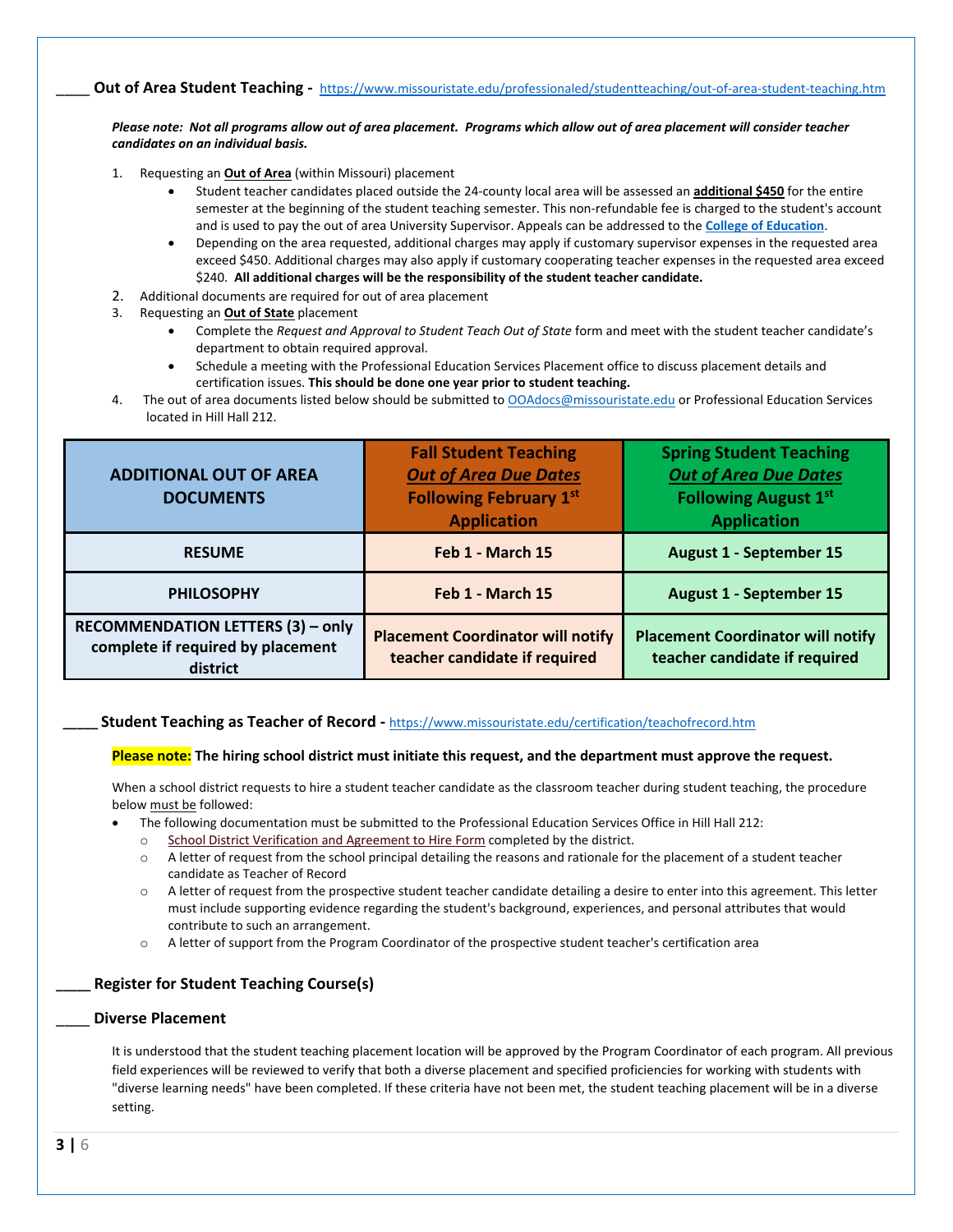## ____ Out of Area Student Teaching - https://www.missouristate.edu/professionaled/studentteaching/out-of-area-student-teaching.htm

***Please note: Not all programs allow out of area placement. Programs which allow out of area placement will consider teacher candidates on an individual basis.***

1. Requesting an **Out of Area** (within Missouri) placement
   - Student teacher candidates placed outside the 24-county local area will be assessed an **additional $450** for the entire semester at the beginning of the student teaching semester. This non-refundable fee is charged to the student's account and is used to pay the out of area University Supervisor. Appeals can be addressed to the **College of Education**.
   - Depending on the area requested, additional charges may apply if customary supervisor expenses in the requested area exceed $450. Additional charges may also apply if customary cooperating teacher expenses in the requested area exceed $240. **All additional charges will be the responsibility of the student teacher candidate.**
2. Additional documents are required for out of area placement
3. Requesting an **Out of State** placement
   - Complete the *Request and Approval to Student Teach Out of State* form and meet with the student teacher candidate's department to obtain required approval.
   - Schedule a meeting with the Professional Education Services Placement office to discuss placement details and certification issues. **This should be done one year prior to student teaching.**
4. The out of area documents listed below should be submitted to OOAdocs@missouristate.edu or Professional Education Services located in Hill Hall 212.

| ADDITIONAL OUT OF AREA DOCUMENTS | Fall Student Teaching *Out of Area Due Dates* Following February 1st Application | Spring Student Teaching *Out of Area Due Dates* Following August 1st Application |
|---|---|---|
| RESUME | Feb 1 - March 15 | August 1 - September 15 |
| PHILOSOPHY | Feb 1 - March 15 | August 1 - September 15 |
| RECOMMENDATION LETTERS (3) – only complete if required by placement district | Placement Coordinator will notify teacher candidate if required | Placement Coordinator will notify teacher candidate if required |

## ____ Student Teaching as Teacher of Record - https://www.missouristate.edu/certification/teachofrecord.htm

**Please note: The hiring school district must initiate this request, and the department must approve the request.**

When a school district requests to hire a student teacher candidate as the classroom teacher during student teaching, the procedure below must be followed:

- The following documentation must be submitted to the Professional Education Services Office in Hill Hall 212:
  - School District Verification and Agreement to Hire Form completed by the district.
  - A letter of request from the school principal detailing the reasons and rationale for the placement of a student teacher candidate as Teacher of Record
  - A letter of request from the prospective student teacher candidate detailing a desire to enter into this agreement. This letter must include supporting evidence regarding the student's background, experiences, and personal attributes that would contribute to such an arrangement.
  - A letter of support from the Program Coordinator of the prospective student teacher's certification area

## ____ Register for Student Teaching Course(s)

## ____ Diverse Placement

It is understood that the student teaching placement location will be approved by the Program Coordinator of each program. All previous field experiences will be reviewed to verify that both a diverse placement and specified proficiencies for working with students with "diverse learning needs" have been completed. If these criteria have not been met, the student teaching placement will be in a diverse setting.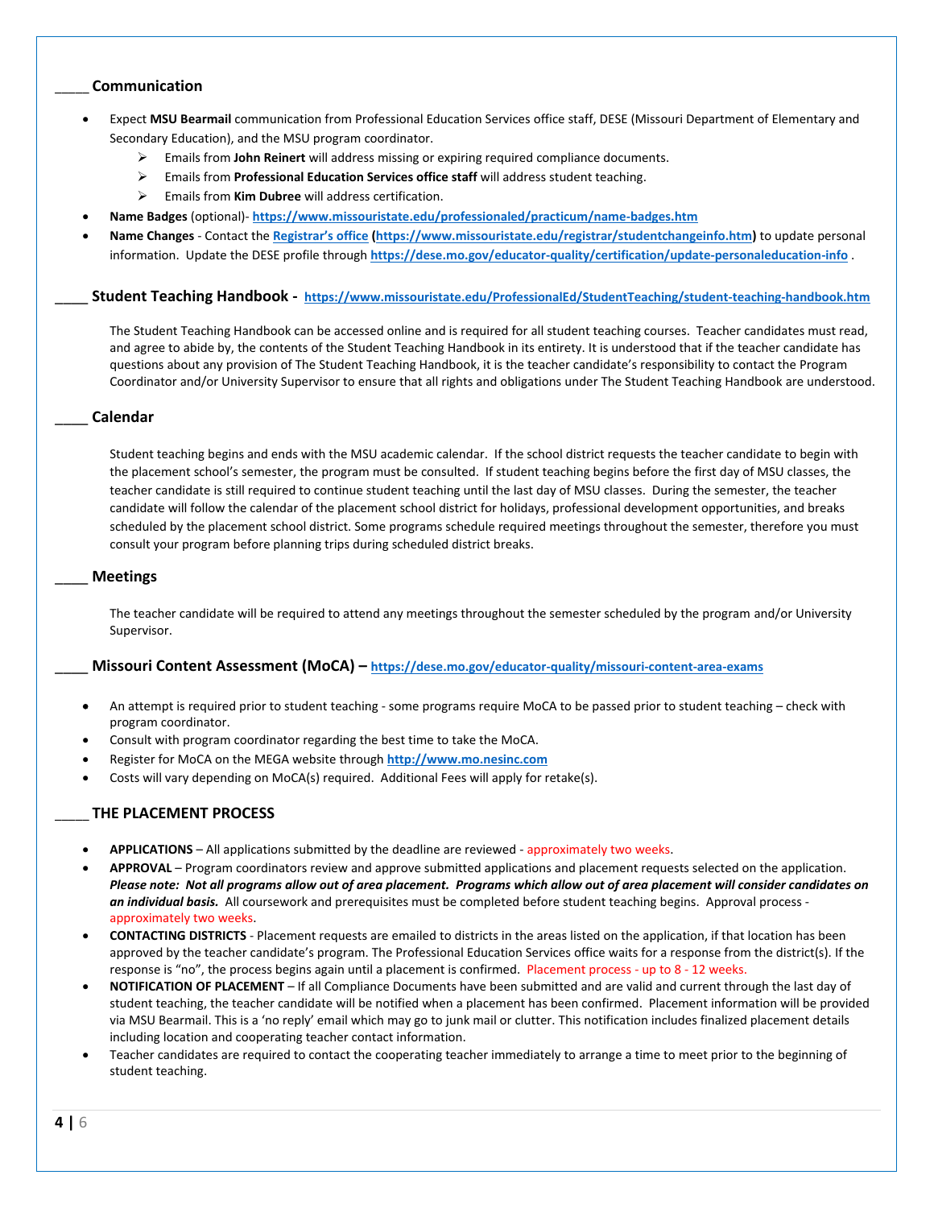## _____ Communication

- Expect **MSU Bearmail** communication from Professional Education Services office staff, DESE (Missouri Department of Elementary and Secondary Education), and the MSU program coordinator.
  - Emails from **John Reinert** will address missing or expiring required compliance documents.
  - Emails from **Professional Education Services office staff** will address student teaching.
  - Emails from **Kim Dubree** will address certification.
- **Name Badges** (optional)- **https://www.missouristate.edu/professionaled/practicum/name-badges.htm**
- **Name Changes** - Contact the **Registrar's office** **(https://www.missouristate.edu/registrar/studentchangeinfo.htm)** to update personal information. Update the DESE profile through **https://dese.mo.gov/educator-quality/certification/update-personaleducation-info** .

## _____ Student Teaching Handbook - https://www.missouristate.edu/ProfessionalEd/StudentTeaching/student-teaching-handbook.htm

The Student Teaching Handbook can be accessed online and is required for all student teaching courses. Teacher candidates must read, and agree to abide by, the contents of the Student Teaching Handbook in its entirety. It is understood that if the teacher candidate has questions about any provision of The Student Teaching Handbook, it is the teacher candidate's responsibility to contact the Program Coordinator and/or University Supervisor to ensure that all rights and obligations under The Student Teaching Handbook are understood.

## _____ Calendar

Student teaching begins and ends with the MSU academic calendar. If the school district requests the teacher candidate to begin with the placement school's semester, the program must be consulted. If student teaching begins before the first day of MSU classes, the teacher candidate is still required to continue student teaching until the last day of MSU classes. During the semester, the teacher candidate will follow the calendar of the placement school district for holidays, professional development opportunities, and breaks scheduled by the placement school district. Some programs schedule required meetings throughout the semester, therefore you must consult your program before planning trips during scheduled district breaks.

## _____ Meetings

The teacher candidate will be required to attend any meetings throughout the semester scheduled by the program and/or University Supervisor.

## _____ Missouri Content Assessment (MoCA) – https://dese.mo.gov/educator-quality/missouri-content-area-exams

- An attempt is required prior to student teaching - some programs require MoCA to be passed prior to student teaching – check with program coordinator.
- Consult with program coordinator regarding the best time to take the MoCA.
- Register for MoCA on the MEGA website through **http://www.mo.nesinc.com**
- Costs will vary depending on MoCA(s) required. Additional Fees will apply for retake(s).

## _____ THE PLACEMENT PROCESS

- **APPLICATIONS** – All applications submitted by the deadline are reviewed - approximately two weeks.
- **APPROVAL** – Program coordinators review and approve submitted applications and placement requests selected on the application. ***Please note: Not all programs allow out of area placement. Programs which allow out of area placement will consider candidates on an individual basis.*** All coursework and prerequisites must be completed before student teaching begins. Approval process - approximately two weeks.
- **CONTACTING DISTRICTS** - Placement requests are emailed to districts in the areas listed on the application, if that location has been approved by the teacher candidate's program. The Professional Education Services office waits for a response from the district(s). If the response is "no", the process begins again until a placement is confirmed. Placement process - up to 8 - 12 weeks.
- **NOTIFICATION OF PLACEMENT** – If all Compliance Documents have been submitted and are valid and current through the last day of student teaching, the teacher candidate will be notified when a placement has been confirmed. Placement information will be provided via MSU Bearmail. This is a 'no reply' email which may go to junk mail or clutter. This notification includes finalized placement details including location and cooperating teacher contact information.
- Teacher candidates are required to contact the cooperating teacher immediately to arrange a time to meet prior to the beginning of student teaching.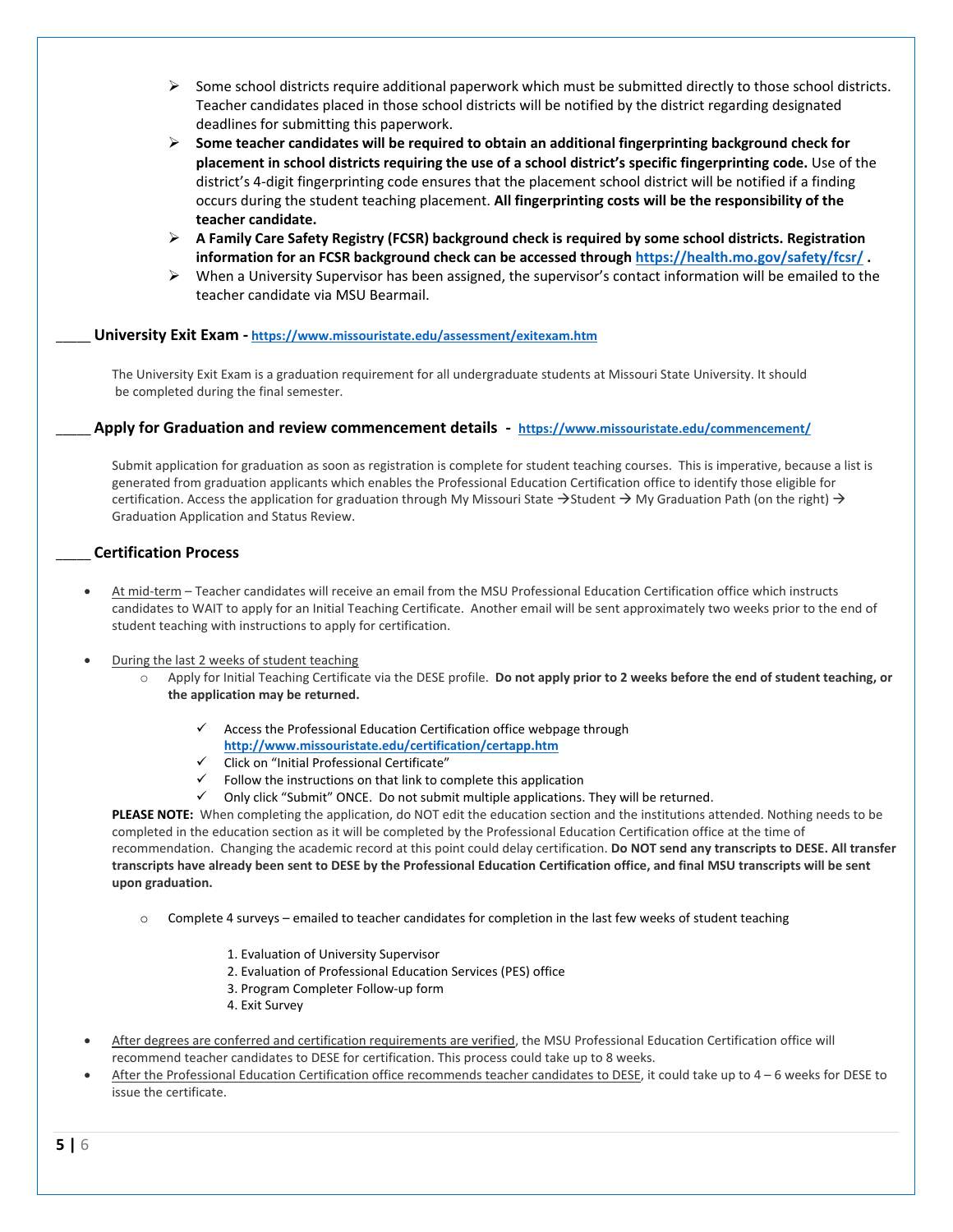- Some school districts require additional paperwork which must be submitted directly to those school districts. Teacher candidates placed in those school districts will be notified by the district regarding designated deadlines for submitting this paperwork.
- **Some teacher candidates will be required to obtain an additional fingerprinting background check for placement in school districts requiring the use of a school district's specific fingerprinting code.** Use of the district's 4-digit fingerprinting code ensures that the placement school district will be notified if a finding occurs during the student teaching placement. **All fingerprinting costs will be the responsibility of the teacher candidate.**
- **A Family Care Safety Registry (FCSR) background check is required by some school districts. Registration information for an FCSR background check can be accessed through https://health.mo.gov/safety/fcsr/ .**
- When a University Supervisor has been assigned, the supervisor's contact information will be emailed to the teacher candidate via MSU Bearmail.

### ____ University Exit Exam - https://www.missouristate.edu/assessment/exitexam.htm

The University Exit Exam is a graduation requirement for all undergraduate students at Missouri State University. It should be completed during the final semester.

### ____ Apply for Graduation and review commencement details - https://www.missouristate.edu/commencement/

Submit application for graduation as soon as registration is complete for student teaching courses. This is imperative, because a list is generated from graduation applicants which enables the Professional Education Certification office to identify those eligible for certification. Access the application for graduation through My Missouri State →Student → My Graduation Path (on the right) → Graduation Application and Status Review.

### ____ Certification Process

- At mid-term – Teacher candidates will receive an email from the MSU Professional Education Certification office which instructs candidates to WAIT to apply for an Initial Teaching Certificate. Another email will be sent approximately two weeks prior to the end of student teaching with instructions to apply for certification.
- During the last 2 weeks of student teaching
  - Apply for Initial Teaching Certificate via the DESE profile. **Do not apply prior to 2 weeks before the end of student teaching, or the application may be returned.**
    - ✓ Access the Professional Education Certification office webpage through **http://www.missouristate.edu/certification/certapp.htm**
    - ✓ Click on "Initial Professional Certificate"
    - ✓ Follow the instructions on that link to complete this application
    - ✓ Only click "Submit" ONCE. Do not submit multiple applications. They will be returned.

    **PLEASE NOTE:** When completing the application, do NOT edit the education section and the institutions attended. Nothing needs to be completed in the education section as it will be completed by the Professional Education Certification office at the time of recommendation. Changing the academic record at this point could delay certification. **Do NOT send any transcripts to DESE. All transfer transcripts have already been sent to DESE by the Professional Education Certification office, and final MSU transcripts will be sent upon graduation.**

  - Complete 4 surveys – emailed to teacher candidates for completion in the last few weeks of student teaching
    1. Evaluation of University Supervisor
    2. Evaluation of Professional Education Services (PES) office
    3. Program Completer Follow-up form
    4. Exit Survey
- After degrees are conferred and certification requirements are verified, the MSU Professional Education Certification office will recommend teacher candidates to DESE for certification. This process could take up to 8 weeks.
- After the Professional Education Certification office recommends teacher candidates to DESE, it could take up to 4 – 6 weeks for DESE to issue the certificate.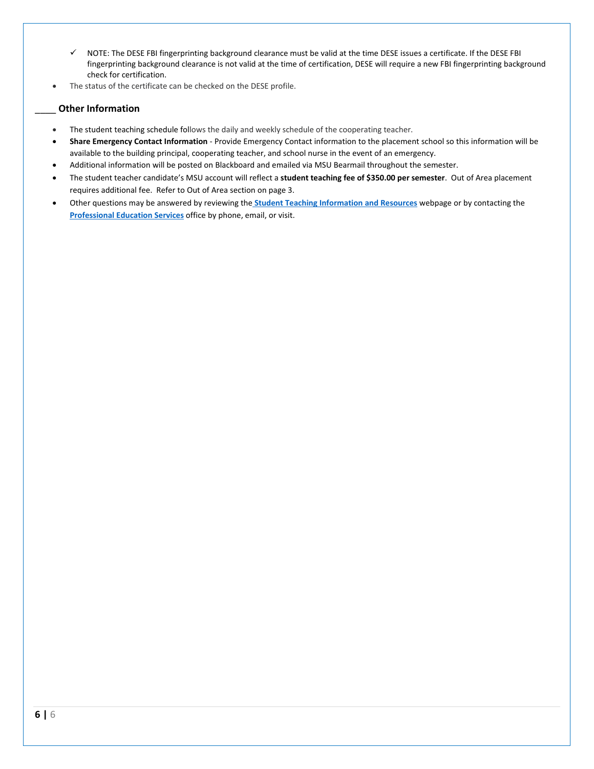- ✓ NOTE: The DESE FBI fingerprinting background clearance must be valid at the time DESE issues a certificate. If the DESE FBI fingerprinting background clearance is not valid at the time of certification, DESE will require a new FBI fingerprinting background check for certification.
- The status of the certificate can be checked on the DESE profile.

## ____ Other Information

- The student teaching schedule follows the daily and weekly schedule of the cooperating teacher.
- **Share Emergency Contact Information** - Provide Emergency Contact information to the placement school so this information will be available to the building principal, cooperating teacher, and school nurse in the event of an emergency.
- Additional information will be posted on Blackboard and emailed via MSU Bearmail throughout the semester.
- The student teacher candidate's MSU account will reflect a **student teaching fee of $350.00 per semester**. Out of Area placement requires additional fee. Refer to Out of Area section on page 3.
- Other questions may be answered by reviewing the **Student Teaching Information and Resources** webpage or by contacting the **Professional Education Services** office by phone, email, or visit.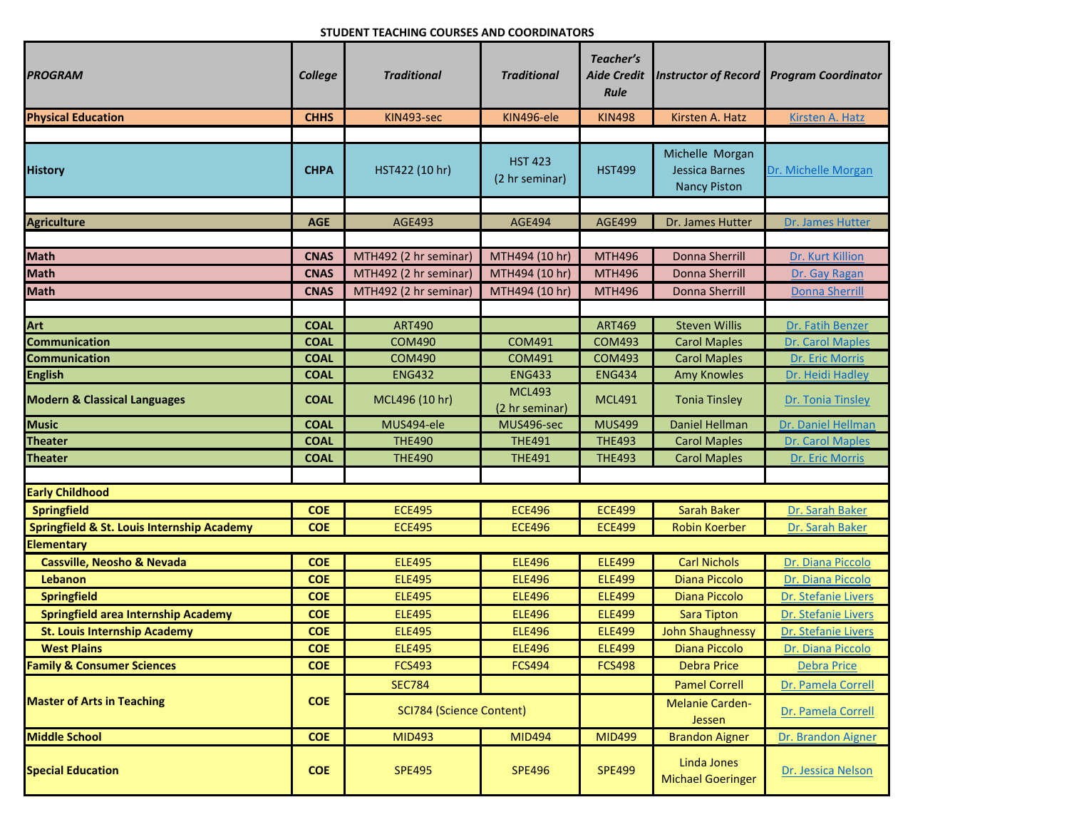**STUDENT TEACHING COURSES AND COORDINATORS**

| *PROGRAM* | *College* | *Traditional* | *Traditional* | *Teacher's Aide Credit Rule* | *Instructor of Record* | *Program Coordinator* |
|---|---|---|---|---|---|---|
| **Physical Education** | **CHHS** | KIN493-sec | KIN496-ele | KIN498 | Kirsten A. Hatz | Kirsten A. Hatz |
| | | | | | | |
| **History** | **CHPA** | HST422 (10 hr) | HST 423 (2 hr seminar) | HST499 | Michelle Morgan Jessica Barnes Nancy Piston | Dr. Michelle Morgan |
| | | | | | | |
| **Agriculture** | **AGE** | AGE493 | AGE494 | AGE499 | Dr. James Hutter | Dr. James Hutter |
| | | | | | | |
| **Math** | **CNAS** | MTH492 (2 hr seminar) | MTH494 (10 hr) | MTH496 | Donna Sherrill | Dr. Kurt Killion |
| **Math** | **CNAS** | MTH492 (2 hr seminar) | MTH494 (10 hr) | MTH496 | Donna Sherrill | Dr. Gay Ragan |
| **Math** | **CNAS** | MTH492 (2 hr seminar) | MTH494 (10 hr) | MTH496 | Donna Sherrill | Donna Sherrill |
| | | | | | | |
| **Art** | **COAL** | ART490 | | ART469 | Steven Willis | Dr. Fatih Benzer |
| **Communication** | **COAL** | COM490 | COM491 | COM493 | Carol Maples | Dr. Carol Maples |
| **Communication** | **COAL** | COM490 | COM491 | COM493 | Carol Maples | Dr. Eric Morris |
| **English** | **COAL** | ENG432 | ENG433 | ENG434 | Amy Knowles | Dr. Heidi Hadley |
| **Modern & Classical Languages** | **COAL** | MCL496 (10 hr) | MCL493 (2 hr seminar) | MCL491 | Tonia Tinsley | Dr. Tonia Tinsley |
| **Music** | **COAL** | MUS494-ele | MUS496-sec | MUS499 | Daniel Hellman | Dr. Daniel Hellman |
| **Theater** | **COAL** | THE490 | THE491 | THE493 | Carol Maples | Dr. Carol Maples |
| **Theater** | **COAL** | THE490 | THE491 | THE493 | Carol Maples | Dr. Eric Morris |
| | | | | | | |
| **Early Childhood** | | | | | | |
| **Springfield** | **COE** | ECE495 | ECE496 | ECE499 | Sarah Baker | Dr. Sarah Baker |
| **Springfield & St. Louis Internship Academy** | **COE** | ECE495 | ECE496 | ECE499 | Robin Koerber | Dr. Sarah Baker |
| **Elementary** | | | | | | |
| **Cassville, Neosho & Nevada** | **COE** | ELE495 | ELE496 | ELE499 | Carl Nichols | Dr. Diana Piccolo |
| **Lebanon** | **COE** | ELE495 | ELE496 | ELE499 | Diana Piccolo | Dr. Diana Piccolo |
| **Springfield** | **COE** | ELE495 | ELE496 | ELE499 | Diana Piccolo | Dr. Stefanie Livers |
| **Springfield area Internship Academy** | **COE** | ELE495 | ELE496 | ELE499 | Sara Tipton | Dr. Stefanie Livers |
| **St. Louis Internship Academy** | **COE** | ELE495 | ELE496 | ELE499 | John Shaughnessy | Dr. Stefanie Livers |
| **West Plains** | **COE** | ELE495 | ELE496 | ELE499 | Diana Piccolo | Dr. Diana Piccolo |
| **Family & Consumer Sciences** | **COE** | FCS493 | FCS494 | FCS498 | Debra Price | Debra Price |
| **Master of Arts in Teaching** | **COE** | SEC784 | | | Pamel Correll | Dr. Pamela Correll |
| | | SCI784 (Science Content) | | | Melanie Carden-Jessen | Dr. Pamela Correll |
| **Middle School** | **COE** | MID493 | MID494 | MID499 | Brandon Aigner | Dr. Brandon Aigner |
| **Special Education** | **COE** | SPE495 | SPE496 | SPE499 | Linda Jones Michael Goeringer | Dr. Jessica Nelson |